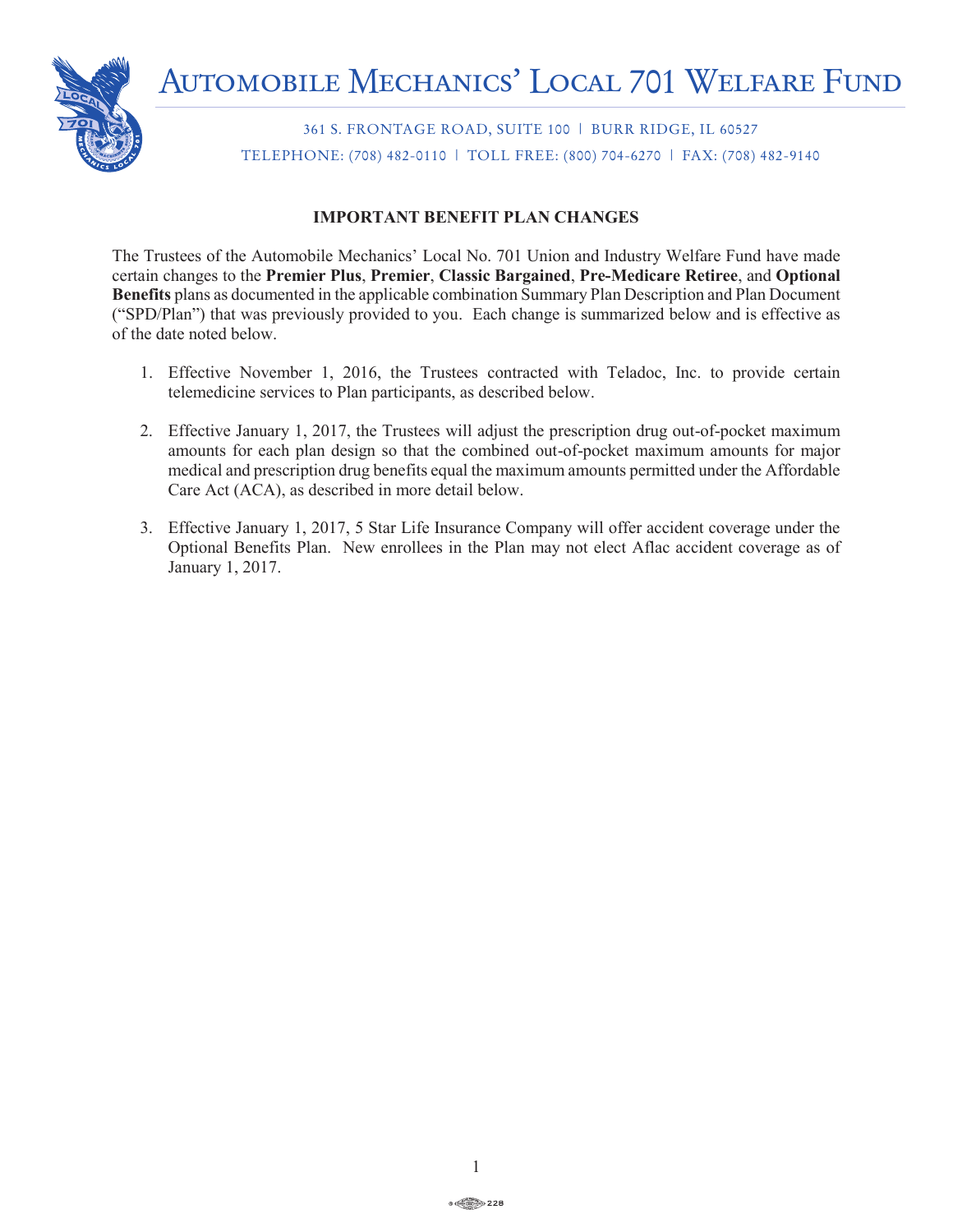# Automobile Mechanics' Local 701 Welfare Fund

361 S. Frontage Road, Suite 100 | Burr Ridge, IL 60527

Telephone: (708) 482-0110 | Toll Free: (800) 704-6270 | Fax: (708) 482-9140

## IMPORTANT BENEFIT PLAN CHANGES

The Trustees of the Automobile Mechanics' Local No. 701 Union and Industry Welfare Fund have made certain changes to the **Premier Plus**, **Premier**, **Classic Bargained**, **Pre-Medicare Retiree**, and **Optional Benefits** plans as documented in the applicable combination Summary Plan Description and Plan Document ("SPD/Plan") that was previously provided to you. Each change is summarized below and is effective as of the date noted below.

1. Effective November 1, 2016, the Trustees contracted with Teladoc, Inc. to provide certain telemedicine services to Plan participants, as described below.

2. Effective January 1, 2017, the Trustees will adjust the prescription drug out-of-pocket maximum amounts for each plan design so that the combined out-of-pocket maximum amounts for major medical and prescription drug benefits equal the maximum amounts permitted under the Affordable Care Act (ACA), as described in more detail below.

3. Effective January 1, 2017, 5 Star Life Insurance Company will offer accident coverage under the Optional Benefits Plan. New enrollees in the Plan may not elect Aflac accident coverage as of January 1, 2017.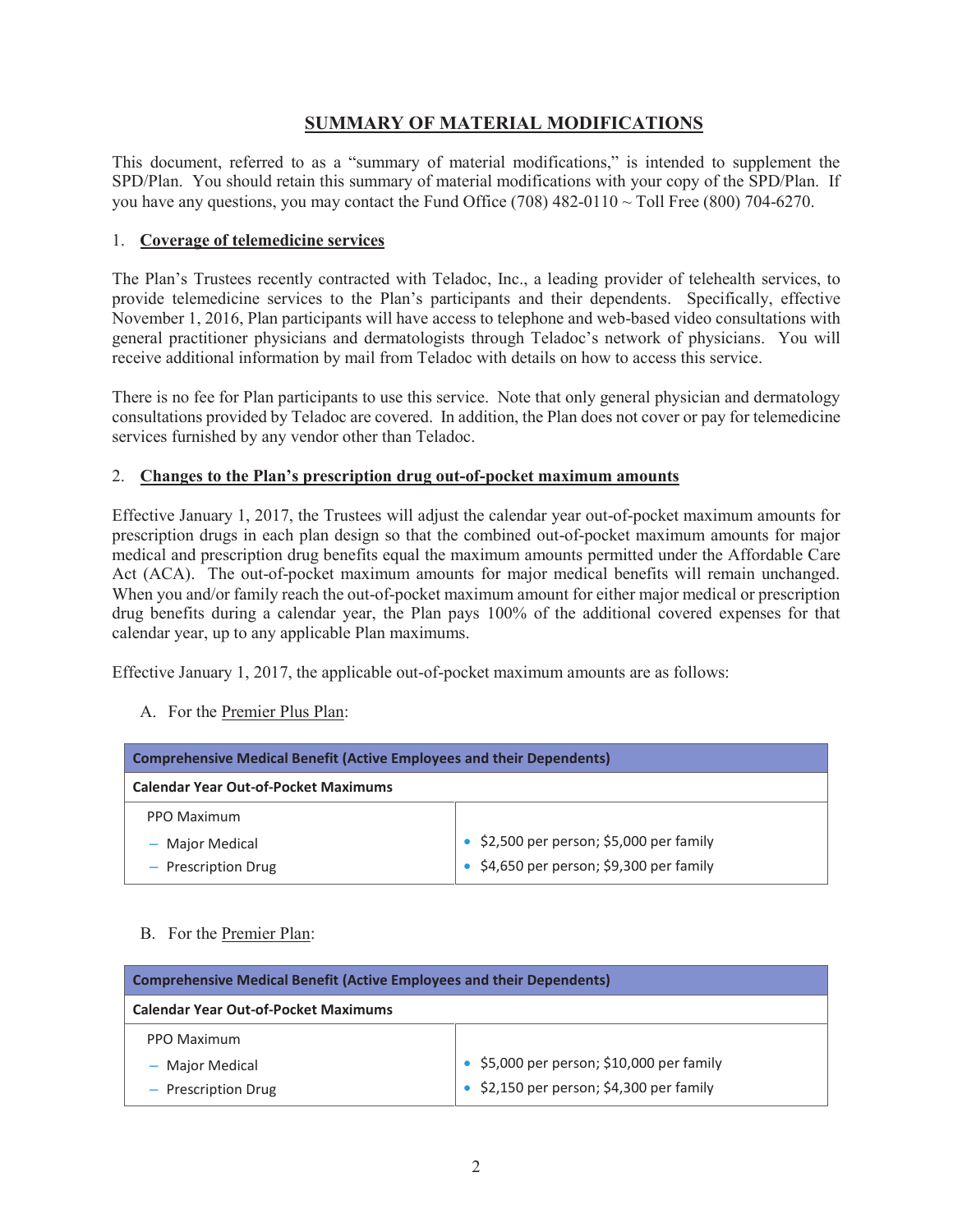# SUMMARY OF MATERIAL MODIFICATIONS

This document, referred to as a "summary of material modifications," is intended to supplement the SPD/Plan. You should retain this summary of material modifications with your copy of the SPD/Plan. If you have any questions, you may contact the Fund Office (708) 482-0110 ~ Toll Free (800) 704-6270.

1. **Coverage of telemedicine services**

The Plan's Trustees recently contracted with Teladoc, Inc., a leading provider of telehealth services, to provide telemedicine services to the Plan's participants and their dependents. Specifically, effective November 1, 2016, Plan participants will have access to telephone and web-based video consultations with general practitioner physicians and dermatologists through Teladoc's network of physicians. You will receive additional information by mail from Teladoc with details on how to access this service.

There is no fee for Plan participants to use this service. Note that only general physician and dermatology consultations provided by Teladoc are covered. In addition, the Plan does not cover or pay for telemedicine services furnished by any vendor other than Teladoc.

2. **Changes to the Plan's prescription drug out-of-pocket maximum amounts**

Effective January 1, 2017, the Trustees will adjust the calendar year out-of-pocket maximum amounts for prescription drugs in each plan design so that the combined out-of-pocket maximum amounts for major medical and prescription drug benefits equal the maximum amounts permitted under the Affordable Care Act (ACA). The out-of-pocket maximum amounts for major medical benefits will remain unchanged. When you and/or family reach the out-of-pocket maximum amount for either major medical or prescription drug benefits during a calendar year, the Plan pays 100% of the additional covered expenses for that calendar year, up to any applicable Plan maximums.

Effective January 1, 2017, the applicable out-of-pocket maximum amounts are as follows:

A. For the Premier Plus Plan:

| Comprehensive Medical Benefit (Active Employees and their Dependents) | |
|---|---|
| **Calendar Year Out-of-Pocket Maximums** | |
| PPO Maximum | |
| – Major Medical | • $2,500 per person; $5,000 per family |
| – Prescription Drug | • $4,650 per person; $9,300 per family |

B. For the Premier Plan:

| Comprehensive Medical Benefit (Active Employees and their Dependents) | |
|---|---|
| **Calendar Year Out-of-Pocket Maximums** | |
| PPO Maximum | |
| – Major Medical | • $5,000 per person; $10,000 per family |
| – Prescription Drug | • $2,150 per person; $4,300 per family |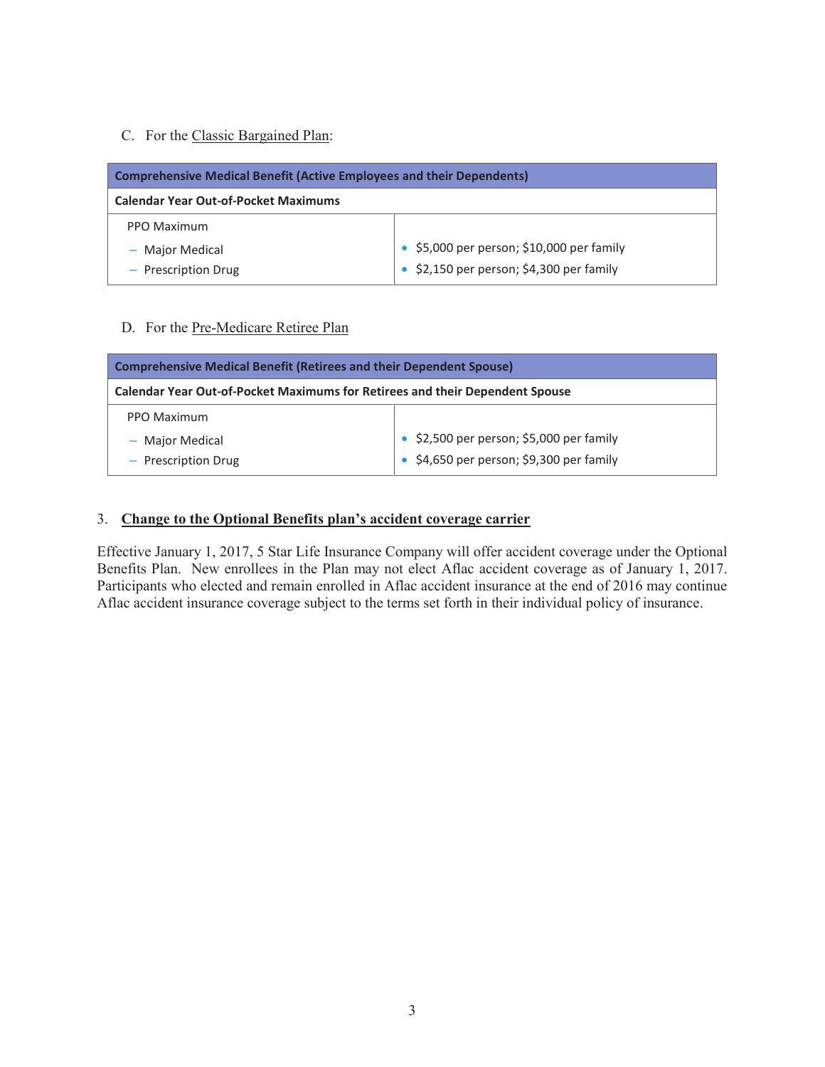C. For the Classic Bargained Plan:

| Comprehensive Medical Benefit (Active Employees and their Dependents) | |
|---|---|
| **Calendar Year Out-of-Pocket Maximums** | |
| PPO Maximum<br>– Major Medical<br>– Prescription Drug | • $5,000 per person; $10,000 per family<br>• $2,150 per person; $4,300 per family |

D. For the Pre-Medicare Retiree Plan

| Comprehensive Medical Benefit (Retirees and their Dependent Spouse) | |
|---|---|
| **Calendar Year Out-of-Pocket Maximums for Retirees and their Dependent Spouse** | |
| PPO Maximum<br>– Major Medical<br>– Prescription Drug | • $2,500 per person; $5,000 per family<br>• $4,650 per person; $9,300 per family |

3. **Change to the Optional Benefits plan's accident coverage carrier**

Effective January 1, 2017, 5 Star Life Insurance Company will offer accident coverage under the Optional Benefits Plan. New enrollees in the Plan may not elect Aflac accident coverage as of January 1, 2017. Participants who elected and remain enrolled in Aflac accident insurance at the end of 2016 may continue Aflac accident insurance coverage subject to the terms set forth in their individual policy of insurance.